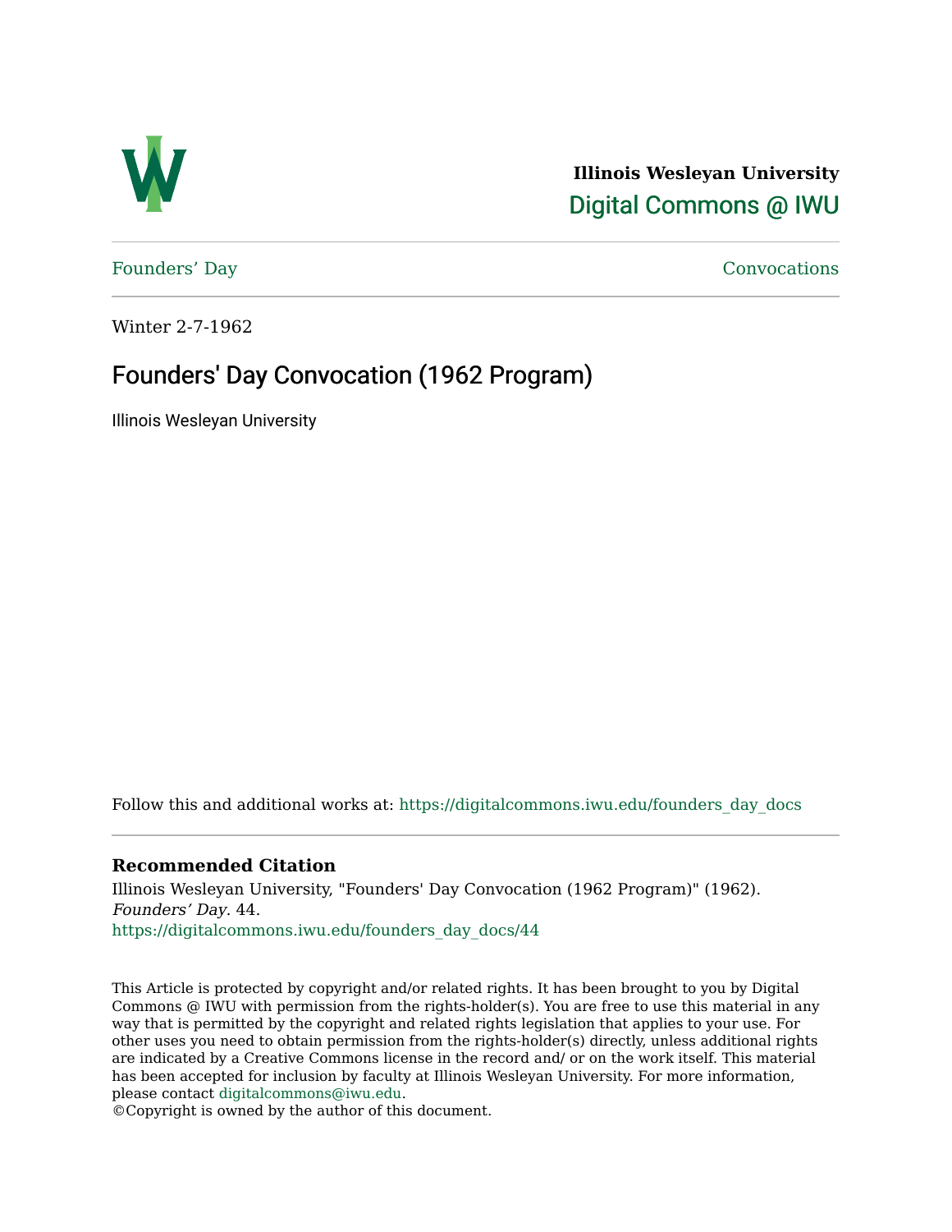**Illinois Wesleyan University**

Digital Commons @ IWU

Founders' Day

Convocations

Winter 2-7-1962

# Founders' Day Convocation (1962 Program)

Illinois Wesleyan University

Follow this and additional works at: https://digitalcommons.iwu.edu/founders_day_docs

### Recommended Citation

Illinois Wesleyan University, "Founders' Day Convocation (1962 Program)" (1962). *Founders' Day*. 44.
https://digitalcommons.iwu.edu/founders_day_docs/44

This Article is protected by copyright and/or related rights. It has been brought to you by Digital Commons @ IWU with permission from the rights-holder(s). You are free to use this material in any way that is permitted by the copyright and related rights legislation that applies to your use. For other uses you need to obtain permission from the rights-holder(s) directly, unless additional rights are indicated by a Creative Commons license in the record and/ or on the work itself. This material has been accepted for inclusion by faculty at Illinois Wesleyan University. For more information, please contact digitalcommons@iwu.edu.
©Copyright is owned by the author of this document.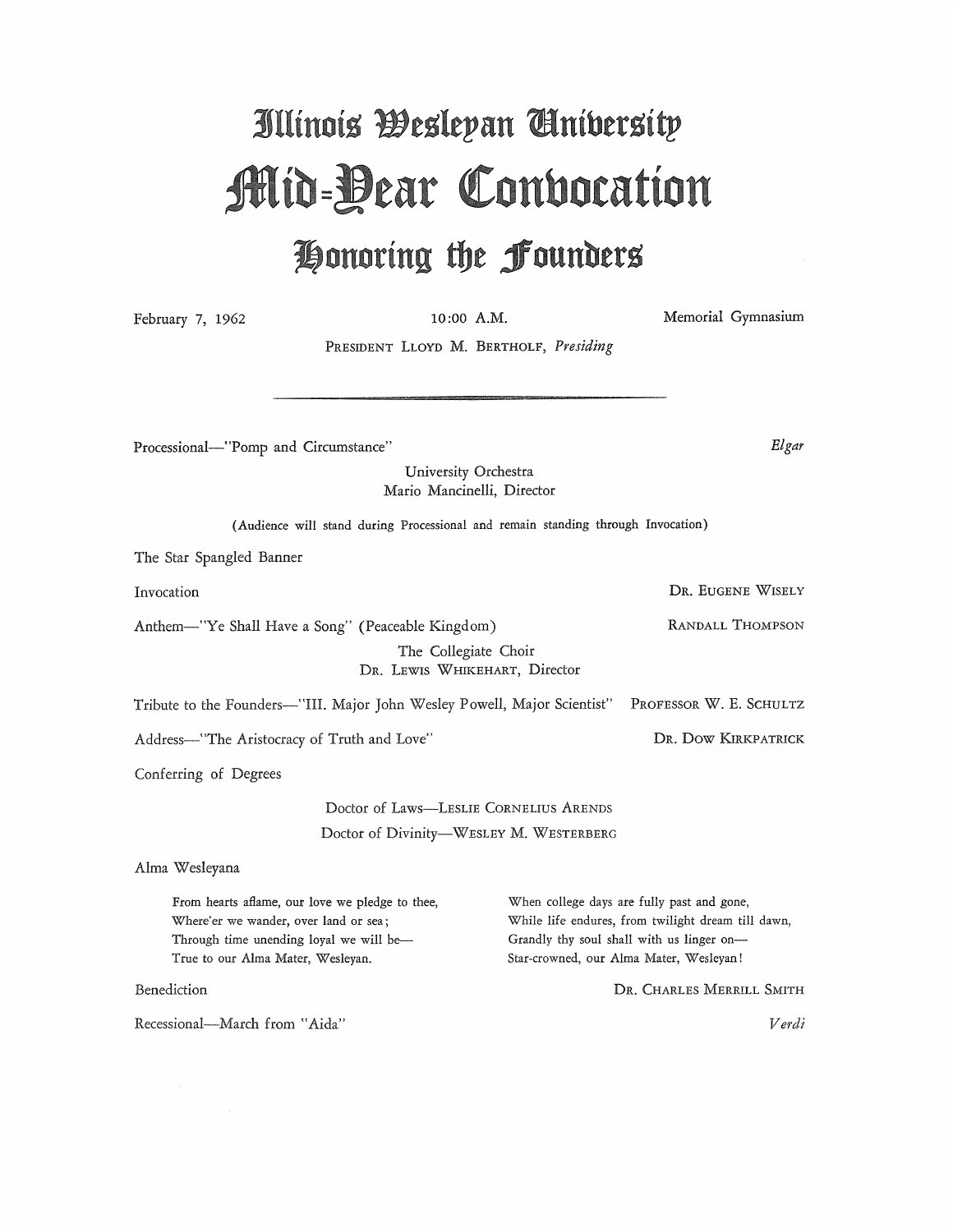# Illinois Wesleyan University

# Mid-Year Convocation

## Honoring the Founders

February 7, 1962 — 10:00 A.M. — Memorial Gymnasium

PRESIDENT LLOYD M. BERTHOLF, *Presiding*

---

Processional—"Pomp and Circumstance" — *Elgar*

University Orchestra
Mario Mancinelli, Director

(Audience will stand during Processional and remain standing through Invocation)

The Star Spangled Banner

Invocation — DR. EUGENE WISELY

Anthem—"Ye Shall Have a Song" (Peaceable Kingdom) — RANDALL THOMPSON

The Collegiate Choir
DR. LEWIS WHIKEHART, Director

Tribute to the Founders—"III. Major John Wesley Powell, Major Scientist" — PROFESSOR W. E. SCHULTZ

Address—"The Aristocracy of Truth and Love" — DR. DOW KIRKPATRICK

Conferring of Degrees

Doctor of Laws—LESLIE CORNELIUS ARENDS
Doctor of Divinity—WESLEY M. WESTERBERG

Alma Wesleyana

From hearts aflame, our love we pledge to thee,
Where'er we wander, over land or sea;
Through time unending loyal we will be—
True to our Alma Mater, Wesleyan.

When college days are fully past and gone,
While life endures, from twilight dream till dawn,
Grandly thy soul shall with us linger on—
Star-crowned, our Alma Mater, Wesleyan!

Benediction — DR. CHARLES MERRILL SMITH

Recessional—March from "Aida" — *Verdi*